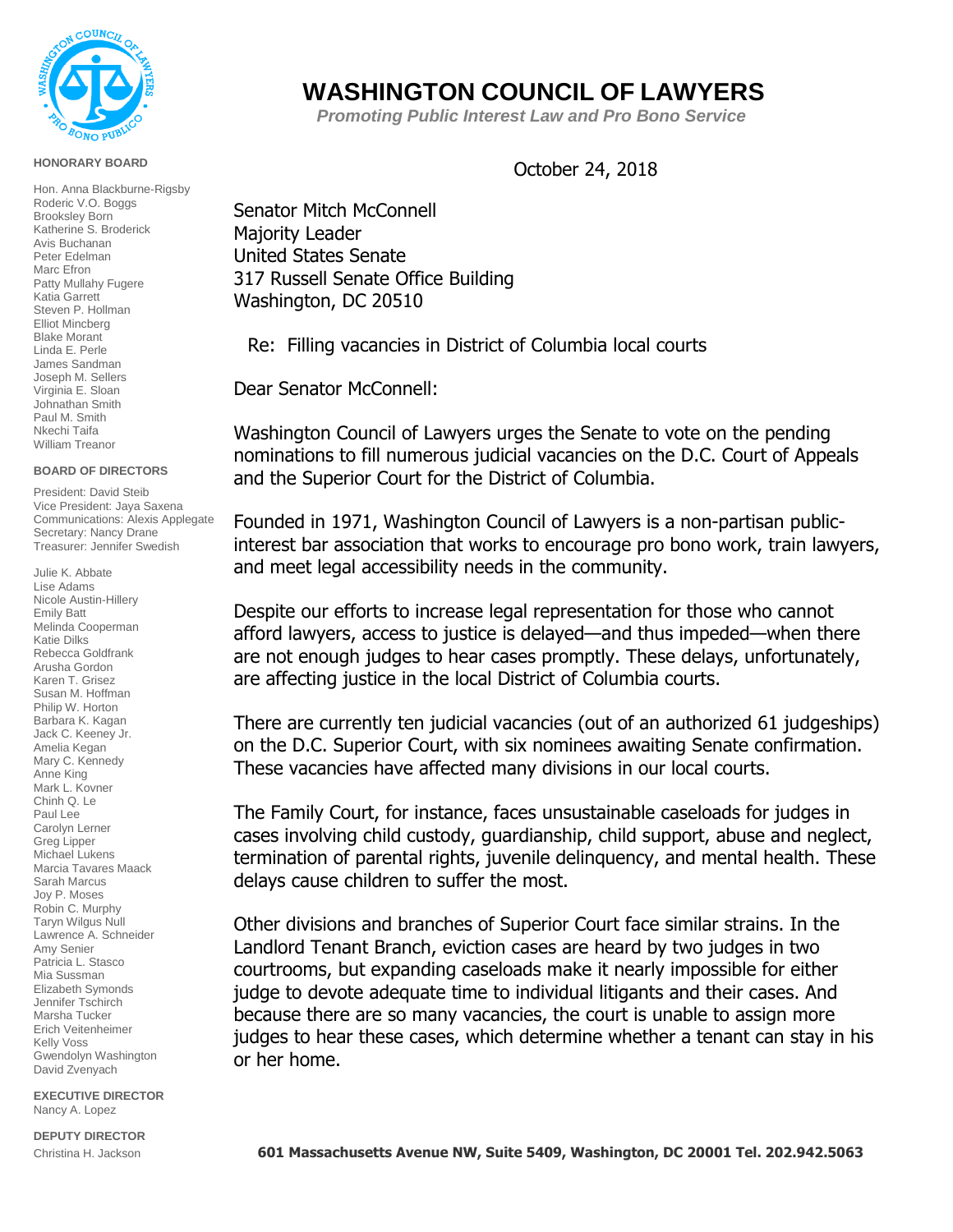# WASHINGTON COUNCIL OF LAWYERS

***Promoting Public Interest Law and Pro Bono Service***

**HONORARY BOARD**

Hon. Anna Blackburne-Rigsby
Roderic V.O. Boggs
Brooksley Born
Katherine S. Broderick
Avis Buchanan
Peter Edelman
Marc Efron
Patty Mullahy Fugere
Katia Garrett
Steven P. Hollman
Elliot Mincberg
Blake Morant
Linda E. Perle
James Sandman
Joseph M. Sellers
Virginia E. Sloan
Johnathan Smith
Paul M. Smith
Nkechi Taifa
William Treanor

**BOARD OF DIRECTORS**

President: David Steib
Vice President: Jaya Saxena
Communications: Alexis Applegate
Secretary: Nancy Drane
Treasurer: Jennifer Swedish

Julie K. Abbate
Lise Adams
Nicole Austin-Hillery
Emily Batt
Melinda Cooperman
Katie Dilks
Rebecca Goldfrank
Arusha Gordon
Karen T. Grisez
Susan M. Hoffman
Philip W. Horton
Barbara K. Kagan
Jack C. Keeney Jr.
Amelia Kegan
Mary C. Kennedy
Anne King
Mark L. Kovner
Chinh Q. Le
Paul Lee
Carolyn Lerner
Greg Lipper
Michael Lukens
Marcia Tavares Maack
Sarah Marcus
Joy P. Moses
Robin C. Murphy
Taryn Wilgus Null
Lawrence A. Schneider
Amy Senier
Patricia L. Stasco
Mia Sussman
Elizabeth Symonds
Jennifer Tschirch
Marsha Tucker
Erich Veitenheimer
Kelly Voss
Gwendolyn Washington
David Zvenyach

**EXECUTIVE DIRECTOR**
Nancy A. Lopez

**DEPUTY DIRECTOR**
Christina H. Jackson

October 24, 2018

Senator Mitch McConnell
Majority Leader
United States Senate
317 Russell Senate Office Building
Washington, DC 20510

Re: Filling vacancies in District of Columbia local courts

Dear Senator McConnell:

Washington Council of Lawyers urges the Senate to vote on the pending nominations to fill numerous judicial vacancies on the D.C. Court of Appeals and the Superior Court for the District of Columbia.

Founded in 1971, Washington Council of Lawyers is a non-partisan public-interest bar association that works to encourage pro bono work, train lawyers, and meet legal accessibility needs in the community.

Despite our efforts to increase legal representation for those who cannot afford lawyers, access to justice is delayed—and thus impeded—when there are not enough judges to hear cases promptly. These delays, unfortunately, are affecting justice in the local District of Columbia courts.

There are currently ten judicial vacancies (out of an authorized 61 judgeships) on the D.C. Superior Court, with six nominees awaiting Senate confirmation. These vacancies have affected many divisions in our local courts.

The Family Court, for instance, faces unsustainable caseloads for judges in cases involving child custody, guardianship, child support, abuse and neglect, termination of parental rights, juvenile delinquency, and mental health. These delays cause children to suffer the most.

Other divisions and branches of Superior Court face similar strains. In the Landlord Tenant Branch, eviction cases are heard by two judges in two courtrooms, but expanding caseloads make it nearly impossible for either judge to devote adequate time to individual litigants and their cases. And because there are so many vacancies, the court is unable to assign more judges to hear these cases, which determine whether a tenant can stay in his or her home.

**601 Massachusetts Avenue NW, Suite 5409, Washington, DC 20001 Tel. 202.942.5063**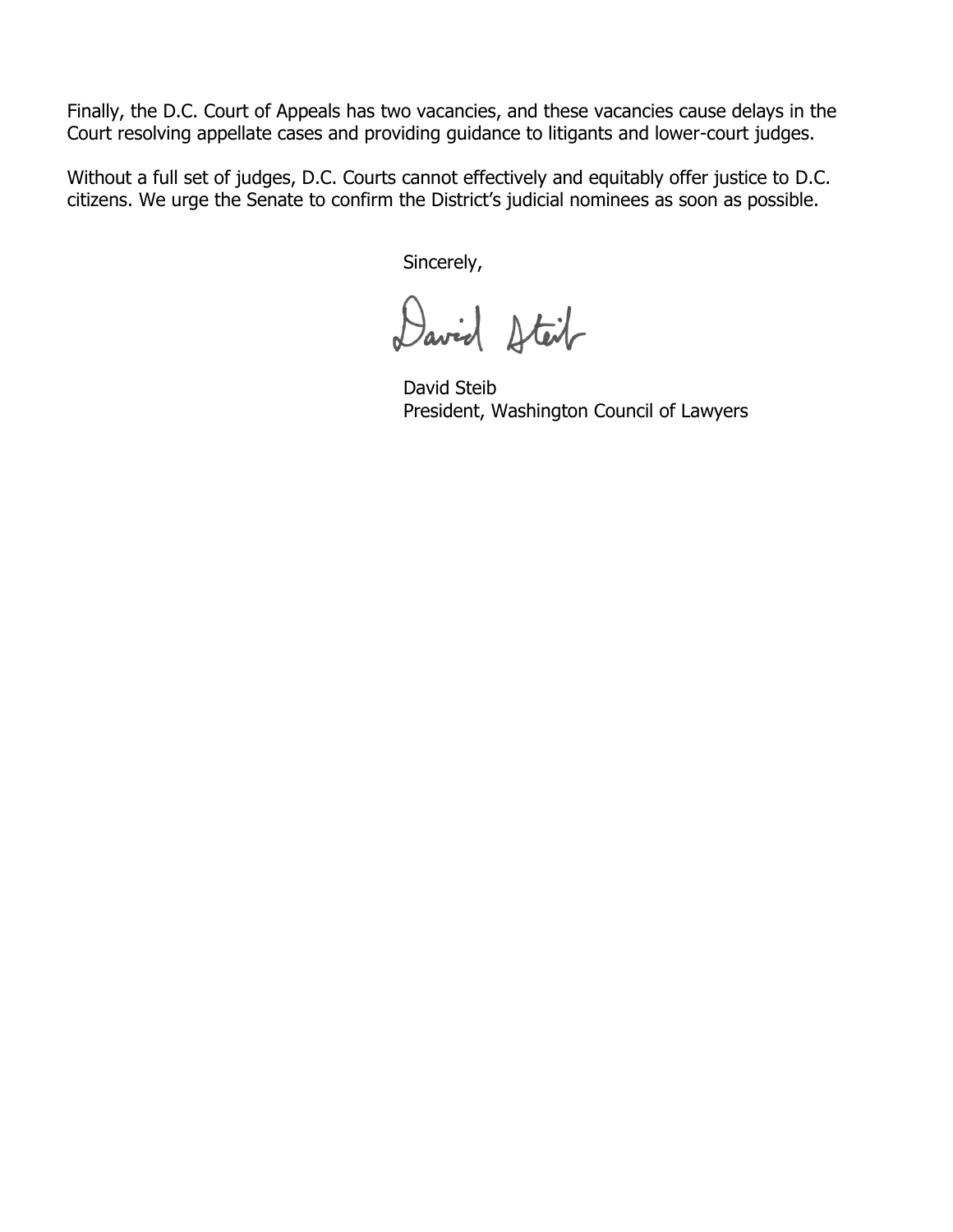Finally, the D.C. Court of Appeals has two vacancies, and these vacancies cause delays in the Court resolving appellate cases and providing guidance to litigants and lower-court judges.

Without a full set of judges, D.C. Courts cannot effectively and equitably offer justice to D.C. citizens. We urge the Senate to confirm the District's judicial nominees as soon as possible.

Sincerely,

David Steib

David Steib
President, Washington Council of Lawyers